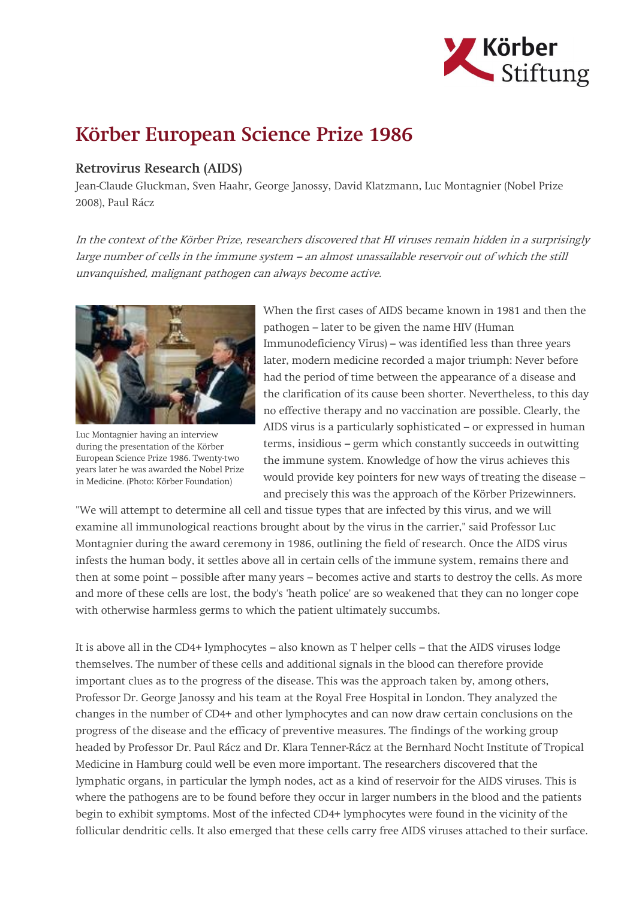# Körber European Science Prize 1986

## Retrovirus Research (AIDS)

Jean-Claude Gluckman, Sven Haahr, George Janossy, David Klatzmann, Luc Montagnier (Nobel Prize 2008), Paul Rácz

*In the context of the Körber Prize, researchers discovered that HI viruses remain hidden in a surprisingly large number of cells in the immune system – an almost unassailable reservoir out of which the still unvanquished, malignant pathogen can always become active.*

Luc Montagnier having an interview during the presentation of the Körber European Science Prize 1986. Twenty-two years later he was awarded the Nobel Prize in Medicine. (Photo: Körber Foundation)

When the first cases of AIDS became known in 1981 and then the pathogen – later to be given the name HIV (Human Immunodeficiency Virus) – was identified less than three years later, modern medicine recorded a major triumph: Never before had the period of time between the appearance of a disease and the clarification of its cause been shorter. Nevertheless, to this day no effective therapy and no vaccination are possible. Clearly, the AIDS virus is a particularly sophisticated – or expressed in human terms, insidious – germ which constantly succeeds in outwitting the immune system. Knowledge of how the virus achieves this would provide key pointers for new ways of treating the disease – and precisely this was the approach of the Körber Prizewinners.

"We will attempt to determine all cell and tissue types that are infected by this virus, and we will examine all immunological reactions brought about by the virus in the carrier," said Professor Luc Montagnier during the award ceremony in 1986, outlining the field of research. Once the AIDS virus infests the human body, it settles above all in certain cells of the immune system, remains there and then at some point – possible after many years – becomes active and starts to destroy the cells. As more and more of these cells are lost, the body's 'heath police' are so weakened that they can no longer cope with otherwise harmless germs to which the patient ultimately succumbs.

It is above all in the CD4+ lymphocytes – also known as T helper cells – that the AIDS viruses lodge themselves. The number of these cells and additional signals in the blood can therefore provide important clues as to the progress of the disease. This was the approach taken by, among others, Professor Dr. George Janossy and his team at the Royal Free Hospital in London. They analyzed the changes in the number of CD4+ and other lymphocytes and can now draw certain conclusions on the progress of the disease and the efficacy of preventive measures. The findings of the working group headed by Professor Dr. Paul Rácz and Dr. Klara Tenner-Rácz at the Bernhard Nocht Institute of Tropical Medicine in Hamburg could well be even more important. The researchers discovered that the lymphatic organs, in particular the lymph nodes, act as a kind of reservoir for the AIDS viruses. This is where the pathogens are to be found before they occur in larger numbers in the blood and the patients begin to exhibit symptoms. Most of the infected CD4+ lymphocytes were found in the vicinity of the follicular dendritic cells. It also emerged that these cells carry free AIDS viruses attached to their surface.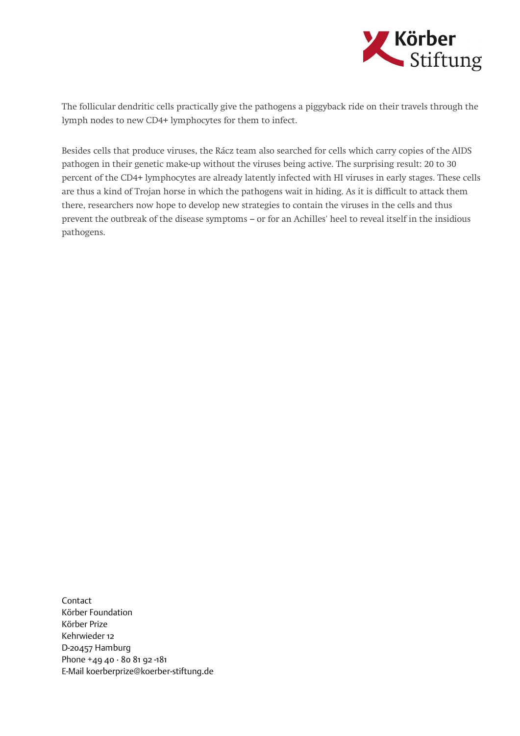The follicular dendritic cells practically give the pathogens a piggyback ride on their travels through the lymph nodes to new CD4+ lymphocytes for them to infect.

Besides cells that produce viruses, the Rácz team also searched for cells which carry copies of the AIDS pathogen in their genetic make-up without the viruses being active. The surprising result: 20 to 30 percent of the CD4+ lymphocytes are already latently infected with HI viruses in early stages. These cells are thus a kind of Trojan horse in which the pathogens wait in hiding. As it is difficult to attack them there, researchers now hope to develop new strategies to contain the viruses in the cells and thus prevent the outbreak of the disease symptoms – or for an Achilles' heel to reveal itself in the insidious pathogens.

Contact
Körber Foundation
Körber Prize
Kehrwieder 12
D-20457 Hamburg
Phone +49 40 · 80 81 92 -181
E-Mail koerberprize@koerber-stiftung.de